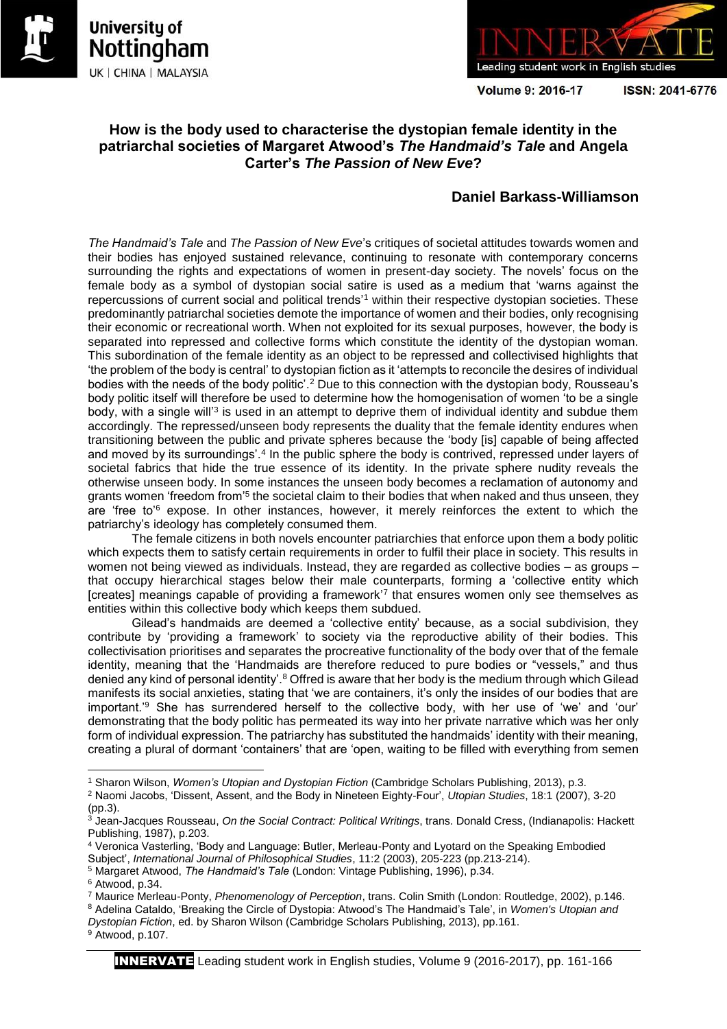# How is the body used to characterise the dystopian female identity in the patriarchal societies of Margaret Atwood's *The Handmaid's Tale* and Angela Carter's *The Passion of New Eve*?

**Daniel Barkass-Williamson**

*The Handmaid's Tale* and *The Passion of New Eve*'s critiques of societal attitudes towards women and their bodies has enjoyed sustained relevance, continuing to resonate with contemporary concerns surrounding the rights and expectations of women in present-day society. The novels' focus on the female body as a symbol of dystopian social satire is used as a medium that 'warns against the repercussions of current social and political trends'[1] within their respective dystopian societies. These predominantly patriarchal societies demote the importance of women and their bodies, only recognising their economic or recreational worth. When not exploited for its sexual purposes, however, the body is separated into repressed and collective forms which constitute the identity of the dystopian woman. This subordination of the female identity as an object to be repressed and collectivised highlights that 'the problem of the body is central' to dystopian fiction as it 'attempts to reconcile the desires of individual bodies with the needs of the body politic'.[2] Due to this connection with the dystopian body, Rousseau's body politic itself will therefore be used to determine how the homogenisation of women 'to be a single body, with a single will'[3] is used in an attempt to deprive them of individual identity and subdue them accordingly. The repressed/unseen body represents the duality that the female identity endures when transitioning between the public and private spheres because the 'body [is] capable of being affected and moved by its surroundings'.[4] In the public sphere the body is contrived, repressed under layers of societal fabrics that hide the true essence of its identity. In the private sphere nudity reveals the otherwise unseen body. In some instances the unseen body becomes a reclamation of autonomy and grants women 'freedom from'[5] the societal claim to their bodies that when naked and thus unseen, they are 'free to'[6] expose. In other instances, however, it merely reinforces the extent to which the patriarchy's ideology has completely consumed them.

The female citizens in both novels encounter patriarchies that enforce upon them a body politic which expects them to satisfy certain requirements in order to fulfil their place in society. This results in women not being viewed as individuals. Instead, they are regarded as collective bodies – as groups – that occupy hierarchical stages below their male counterparts, forming a 'collective entity which [creates] meanings capable of providing a framework'[7] that ensures women only see themselves as entities within this collective body which keeps them subdued.

Gilead's handmaids are deemed a 'collective entity' because, as a social subdivision, they contribute by 'providing a framework' to society via the reproductive ability of their bodies. This collectivisation prioritises and separates the procreative functionality of the body over that of the female identity, meaning that the 'Handmaids are therefore reduced to pure bodies or "vessels," and thus denied any kind of personal identity'.[8] Offred is aware that her body is the medium through which Gilead manifests its social anxieties, stating that 'we are containers, it's only the insides of our bodies that are important.'[9] She has surrendered herself to the collective body, with her use of 'we' and 'our' demonstrating that the body politic has permeated its way into her private narrative which was her only form of individual expression. The patriarchy has substituted the handmaids' identity with their meaning, creating a plural of dormant 'containers' that are 'open, waiting to be filled with everything from semen

---

[1] Sharon Wilson, *Women's Utopian and Dystopian Fiction* (Cambridge Scholars Publishing, 2013), p.3.

[2] Naomi Jacobs, 'Dissent, Assent, and the Body in Nineteen Eighty-Four', *Utopian Studies*, 18:1 (2007), 3-20 (pp.3).

[3] Jean-Jacques Rousseau, *On the Social Contract: Political Writings*, trans. Donald Cress, (Indianapolis: Hackett Publishing, 1987), p.203.

[4] Veronica Vasterling, 'Body and Language: Butler, Merleau-Ponty and Lyotard on the Speaking Embodied Subject', *International Journal of Philosophical Studies*, 11:2 (2003), 205-223 (pp.213-214).

[5] Margaret Atwood, *The Handmaid's Tale* (London: Vintage Publishing, 1996), p.34.

[6] Atwood, p.34.

[7] Maurice Merleau-Ponty, *Phenomenology of Perception*, trans. Colin Smith (London: Routledge, 2002), p.146.

[8] Adelina Cataldo, 'Breaking the Circle of Dystopia: Atwood's The Handmaid's Tale', in *Women's Utopian and Dystopian Fiction*, ed. by Sharon Wilson (Cambridge Scholars Publishing, 2013), pp.161.

[9] Atwood, p.107.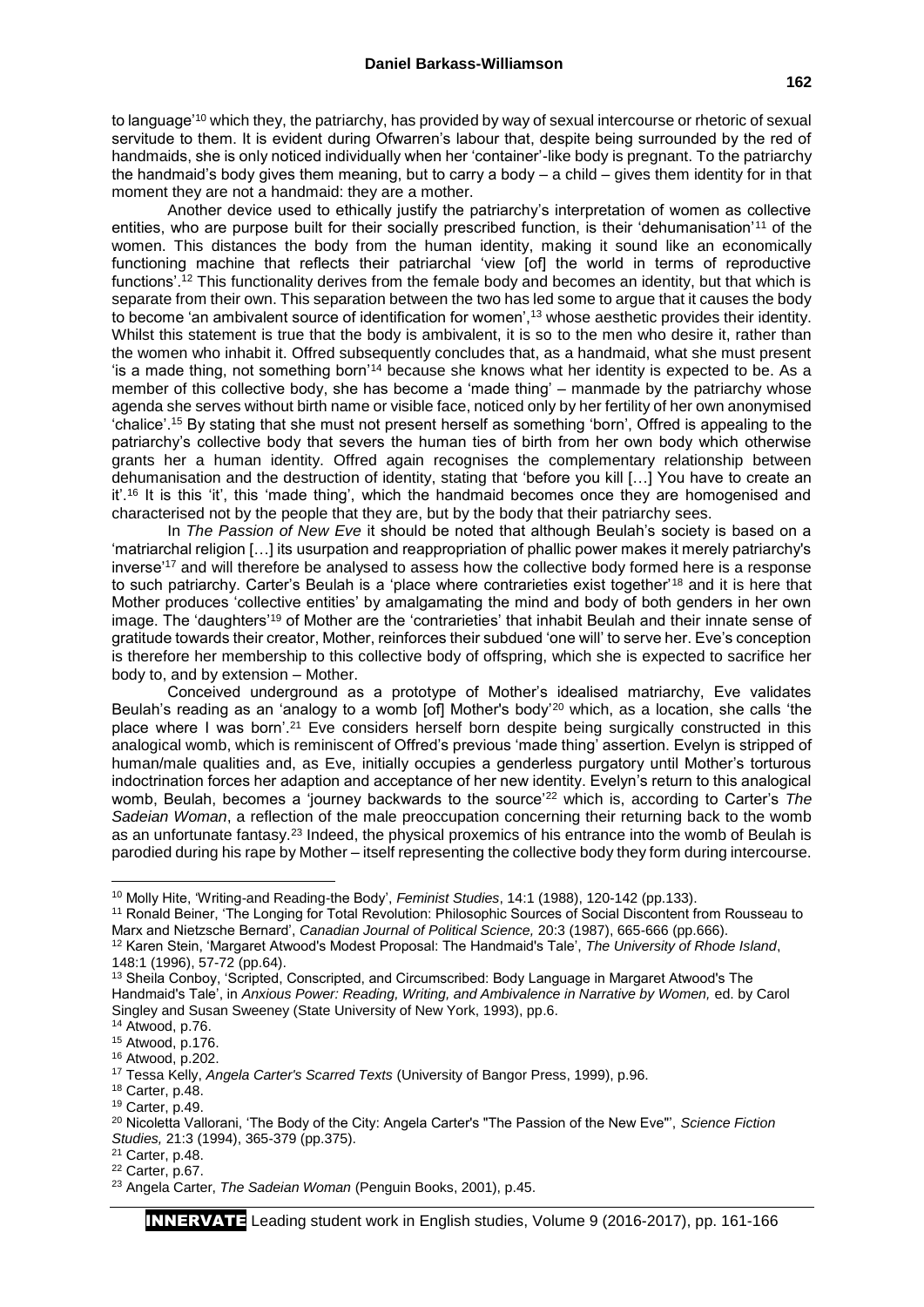to language'[10] which they, the patriarchy, has provided by way of sexual intercourse or rhetoric of sexual servitude to them. It is evident during Ofwarren's labour that, despite being surrounded by the red of handmaids, she is only noticed individually when her 'container'-like body is pregnant. To the patriarchy the handmaid's body gives them meaning, but to carry a body – a child – gives them identity for in that moment they are not a handmaid: they are a mother.

Another device used to ethically justify the patriarchy's interpretation of women as collective entities, who are purpose built for their socially prescribed function, is their 'dehumanisation'[11] of the women. This distances the body from the human identity, making it sound like an economically functioning machine that reflects their patriarchal 'view [of] the world in terms of reproductive functions'.[12] This functionality derives from the female body and becomes an identity, but that which is separate from their own. This separation between the two has led some to argue that it causes the body to become 'an ambivalent source of identification for women',[13] whose aesthetic provides their identity. Whilst this statement is true that the body is ambivalent, it is so to the men who desire it, rather than the women who inhabit it. Offred subsequently concludes that, as a handmaid, what she must present 'is a made thing, not something born'[14] because she knows what her identity is expected to be. As a member of this collective body, she has become a 'made thing' – manmade by the patriarchy whose agenda she serves without birth name or visible face, noticed only by her fertility of her own anonymised 'chalice'.[15] By stating that she must not present herself as something 'born', Offred is appealing to the patriarchy's collective body that severs the human ties of birth from her own body which otherwise grants her a human identity. Offred again recognises the complementary relationship between dehumanisation and the destruction of identity, stating that 'before you kill […] You have to create an it'.[16] It is this 'it', this 'made thing', which the handmaid becomes once they are homogenised and characterised not by the people that they are, but by the body that their patriarchy sees.

In *The Passion of New Eve* it should be noted that although Beulah's society is based on a 'matriarchal religion […] its usurpation and reappropriation of phallic power makes it merely patriarchy's inverse'[17] and will therefore be analysed to assess how the collective body formed here is a response to such patriarchy. Carter's Beulah is a 'place where contrarieties exist together'[18] and it is here that Mother produces 'collective entities' by amalgamating the mind and body of both genders in her own image. The 'daughters'[19] of Mother are the 'contrarieties' that inhabit Beulah and their innate sense of gratitude towards their creator, Mother, reinforces their subdued 'one will' to serve her. Eve's conception is therefore her membership to this collective body of offspring, which she is expected to sacrifice her body to, and by extension – Mother.

Conceived underground as a prototype of Mother's idealised matriarchy, Eve validates Beulah's reading as an 'analogy to a womb [of] Mother's body'[20] which, as a location, she calls 'the place where I was born'.[21] Eve considers herself born despite being surgically constructed in this analogical womb, which is reminiscent of Offred's previous 'made thing' assertion. Evelyn is stripped of human/male qualities and, as Eve, initially occupies a genderless purgatory until Mother's torturous indoctrination forces her adaption and acceptance of her new identity. Evelyn's return to this analogical womb, Beulah, becomes a 'journey backwards to the source'[22] which is, according to Carter's *The Sadeian Woman*, a reflection of the male preoccupation concerning their returning back to the womb as an unfortunate fantasy.[23] Indeed, the physical proxemics of his entrance into the womb of Beulah is parodied during his rape by Mother – itself representing the collective body they form during intercourse.

---

[10] Molly Hite, 'Writing-and Reading-the Body', *Feminist Studies*, 14:1 (1988), 120-142 (pp.133).

[11] Ronald Beiner, 'The Longing for Total Revolution: Philosophic Sources of Social Discontent from Rousseau to Marx and Nietzsche Bernard', *Canadian Journal of Political Science,* 20:3 (1987), 665-666 (pp.666).

[12] Karen Stein, 'Margaret Atwood's Modest Proposal: The Handmaid's Tale', *The University of Rhode Island*, 148:1 (1996), 57-72 (pp.64).

[13] Sheila Conboy, 'Scripted, Conscripted, and Circumscribed: Body Language in Margaret Atwood's The Handmaid's Tale', in *Anxious Power: Reading, Writing, and Ambivalence in Narrative by Women,* ed. by Carol Singley and Susan Sweeney (State University of New York, 1993), pp.6.

[14] Atwood, p.76.

[15] Atwood, p.176.

[16] Atwood, p.202.

[17] Tessa Kelly, *Angela Carter's Scarred Texts* (University of Bangor Press, 1999), p.96.

[18] Carter, p.48.

[19] Carter, p.49.

[20] Nicoletta Vallorani, 'The Body of the City: Angela Carter's "The Passion of the New Eve"', *Science Fiction Studies,* 21:3 (1994), 365-379 (pp.375).

[21] Carter, p.48.

[22] Carter, p.67.

[23] Angela Carter, *The Sadeian Woman* (Penguin Books, 2001), p.45.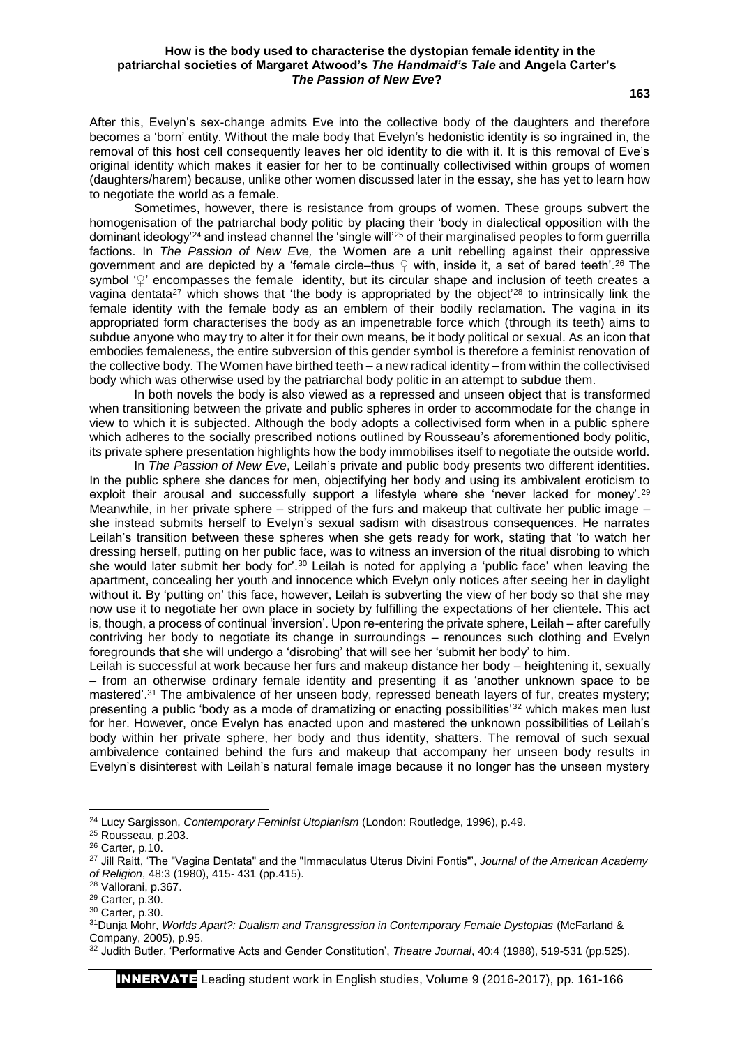After this, Evelyn's sex-change admits Eve into the collective body of the daughters and therefore becomes a 'born' entity. Without the male body that Evelyn's hedonistic identity is so ingrained in, the removal of this host cell consequently leaves her old identity to die with it. It is this removal of Eve's original identity which makes it easier for her to be continually collectivised within groups of women (daughters/harem) because, unlike other women discussed later in the essay, she has yet to learn how to negotiate the world as a female.

Sometimes, however, there is resistance from groups of women. These groups subvert the homogenisation of the patriarchal body politic by placing their 'body in dialectical opposition with the dominant ideology'[24] and instead channel the 'single will'[25] of their marginalised peoples to form guerrilla factions. In *The Passion of New Eve,* the Women are a unit rebelling against their oppressive government and are depicted by a 'female circle–thus ♀ with, inside it, a set of bared teeth'.[26] The symbol '♀' encompasses the female identity, but its circular shape and inclusion of teeth creates a vagina dentata[27] which shows that 'the body is appropriated by the object'[28] to intrinsically link the female identity with the female body as an emblem of their bodily reclamation. The vagina in its appropriated form characterises the body as an impenetrable force which (through its teeth) aims to subdue anyone who may try to alter it for their own means, be it body political or sexual. As an icon that embodies femaleness, the entire subversion of this gender symbol is therefore a feminist renovation of the collective body. The Women have birthed teeth – a new radical identity – from within the collectivised body which was otherwise used by the patriarchal body politic in an attempt to subdue them.

In both novels the body is also viewed as a repressed and unseen object that is transformed when transitioning between the private and public spheres in order to accommodate for the change in view to which it is subjected. Although the body adopts a collectivised form when in a public sphere which adheres to the socially prescribed notions outlined by Rousseau's aforementioned body politic, its private sphere presentation highlights how the body immobilises itself to negotiate the outside world.

In *The Passion of New Eve*, Leilah's private and public body presents two different identities. In the public sphere she dances for men, objectifying her body and using its ambivalent eroticism to exploit their arousal and successfully support a lifestyle where she 'never lacked for money'.[29] Meanwhile, in her private sphere – stripped of the furs and makeup that cultivate her public image – she instead submits herself to Evelyn's sexual sadism with disastrous consequences. He narrates Leilah's transition between these spheres when she gets ready for work, stating that 'to watch her dressing herself, putting on her public face, was to witness an inversion of the ritual disrobing to which she would later submit her body for'.[30] Leilah is noted for applying a 'public face' when leaving the apartment, concealing her youth and innocence which Evelyn only notices after seeing her in daylight without it. By 'putting on' this face, however, Leilah is subverting the view of her body so that she may now use it to negotiate her own place in society by fulfilling the expectations of her clientele. This act is, though, a process of continual 'inversion'. Upon re-entering the private sphere, Leilah – after carefully contriving her body to negotiate its change in surroundings – renounces such clothing and Evelyn foregrounds that she will undergo a 'disrobing' that will see her 'submit her body' to him.

Leilah is successful at work because her furs and makeup distance her body – heightening it, sexually – from an otherwise ordinary female identity and presenting it as 'another unknown space to be mastered'.[31] The ambivalence of her unseen body, repressed beneath layers of fur, creates mystery; presenting a public 'body as a mode of dramatizing or enacting possibilities'[32] which makes men lust for her. However, once Evelyn has enacted upon and mastered the unknown possibilities of Leilah's body within her private sphere, her body and thus identity, shatters. The removal of such sexual ambivalence contained behind the furs and makeup that accompany her unseen body results in Evelyn's disinterest with Leilah's natural female image because it no longer has the unseen mystery

---

[24] Lucy Sargisson, *Contemporary Feminist Utopianism* (London: Routledge, 1996), p.49.

[25] Rousseau, p.203.

[26] Carter, p.10.

[27] Jill Raitt, 'The "Vagina Dentata" and the "Immaculatus Uterus Divini Fontis"', *Journal of the American Academy of Religion*, 48:3 (1980), 415- 431 (pp.415).

[28] Vallorani, p.367.

[29] Carter, p.30.

[30] Carter, p.30.

[31] Dunja Mohr, *Worlds Apart?: Dualism and Transgression in Contemporary Female Dystopias* (McFarland & Company, 2005), p.95.

[32] Judith Butler, 'Performative Acts and Gender Constitution', *Theatre Journal*, 40:4 (1988), 519-531 (pp.525).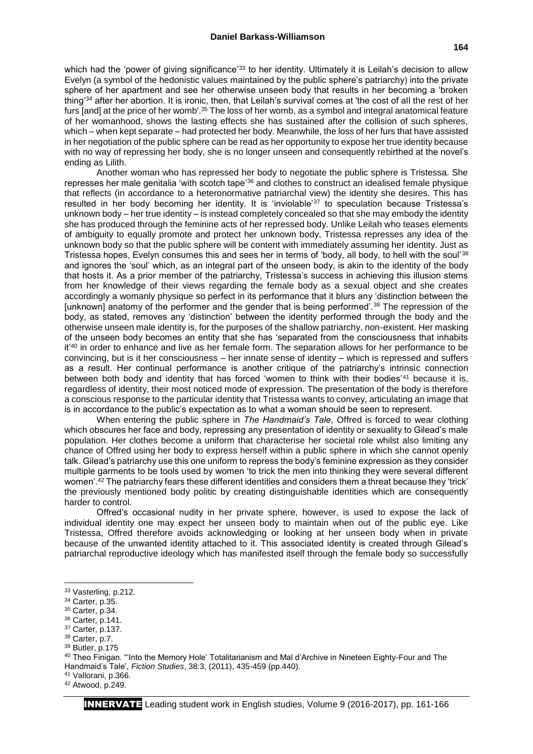which had the 'power of giving significance'[33] to her identity. Ultimately it is Leilah's decision to allow Evelyn (a symbol of the hedonistic values maintained by the public sphere's patriarchy) into the private sphere of her apartment and see her otherwise unseen body that results in her becoming a 'broken thing'[34] after her abortion. It is ironic, then, that Leilah's survival comes at 'the cost of all the rest of her furs [and] at the price of her womb'.[35] The loss of her womb, as a symbol and integral anatomical feature of her womanhood, shows the lasting effects she has sustained after the collision of such spheres, which – when kept separate – had protected her body. Meanwhile, the loss of her furs that have assisted in her negotiation of the public sphere can be read as her opportunity to expose her true identity because with no way of repressing her body, she is no longer unseen and consequently rebirthed at the novel's ending as Lilith.

Another woman who has repressed her body to negotiate the public sphere is Tristessa. She represses her male genitalia 'with scotch tape'[36] and clothes to construct an idealised female physique that reflects (in accordance to a heteronormative patriarchal view) the identity she desires. This has resulted in her body becoming her identity. It is 'inviolable'[37] to speculation because Tristessa's unknown body – her true identity – is instead completely concealed so that she may embody the identity she has produced through the feminine acts of her repressed body. Unlike Leilah who teases elements of ambiguity to equally promote and protect her unknown body, Tristessa represses any idea of the unknown body so that the public sphere will be content with immediately assuming her identity. Just as Tristessa hopes, Evelyn consumes this and sees her in terms of 'body, all body, to hell with the soul'[38] and ignores the 'soul' which, as an integral part of the unseen body, is akin to the identity of the body that hosts it. As a prior member of the patriarchy, Tristessa's success in achieving this illusion stems from her knowledge of their views regarding the female body as a sexual object and she creates accordingly a womanly physique so perfect in its performance that it blurs any 'distinction between the [unknown] anatomy of the performer and the gender that is being performed'.[39] The repression of the body, as stated, removes any 'distinction' between the identity performed through the body and the otherwise unseen male identity is, for the purposes of the shallow patriarchy, non-existent. Her masking of the unseen body becomes an entity that she has 'separated from the consciousness that inhabits it'[40] in order to enhance and live as her female form. The separation allows for her performance to be convincing, but is it her consciousness – her innate sense of identity – which is repressed and suffers as a result. Her continual performance is another critique of the patriarchy's intrinsic connection between both body and identity that has forced 'women to think with their bodies'[41] because it is, regardless of identity, their most noticed mode of expression. The presentation of the body is therefore a conscious response to the particular identity that Tristessa wants to convey, articulating an image that is in accordance to the public's expectation as to what a woman should be seen to represent.

When entering the public sphere in *The Handmaid's Tale*, Offred is forced to wear clothing which obscures her face and body, repressing any presentation of identity or sexuality to Gilead's male population. Her clothes become a uniform that characterise her societal role whilst also limiting any chance of Offred using her body to express herself within a public sphere in which she cannot openly talk. Gilead's patriarchy use this one uniform to repress the body's feminine expression as they consider multiple garments to be tools used by women 'to trick the men into thinking they were several different women'.[42] The patriarchy fears these different identities and considers them a threat because they 'trick' the previously mentioned body politic by creating distinguishable identities which are consequently harder to control.

Offred's occasional nudity in her private sphere, however, is used to expose the lack of individual identity one may expect her unseen body to maintain when out of the public eye. Like Tristessa, Offred therefore avoids acknowledging or looking at her unseen body when in private because of the unwanted identity attached to it. This associated identity is created through Gilead's patriarchal reproductive ideology which has manifested itself through the female body so successfully

---

[33] Vasterling, p.212.

[34] Carter, p.35.

[35] Carter, p.34.

[36] Carter, p.141.

[37] Carter, p.137.

[38] Carter, p.7.

[39] Butler, p.175

[40] Theo Finigan. "'Into the Memory Hole' Totalitarianism and Mal d'Archive in Nineteen Eighty-Four and The Handmaid's Tale', *Fiction Studies*, 38:3, (2011), 435-459 (pp.440).

[41] Vallorani, p.366.

[42] Atwood, p.249.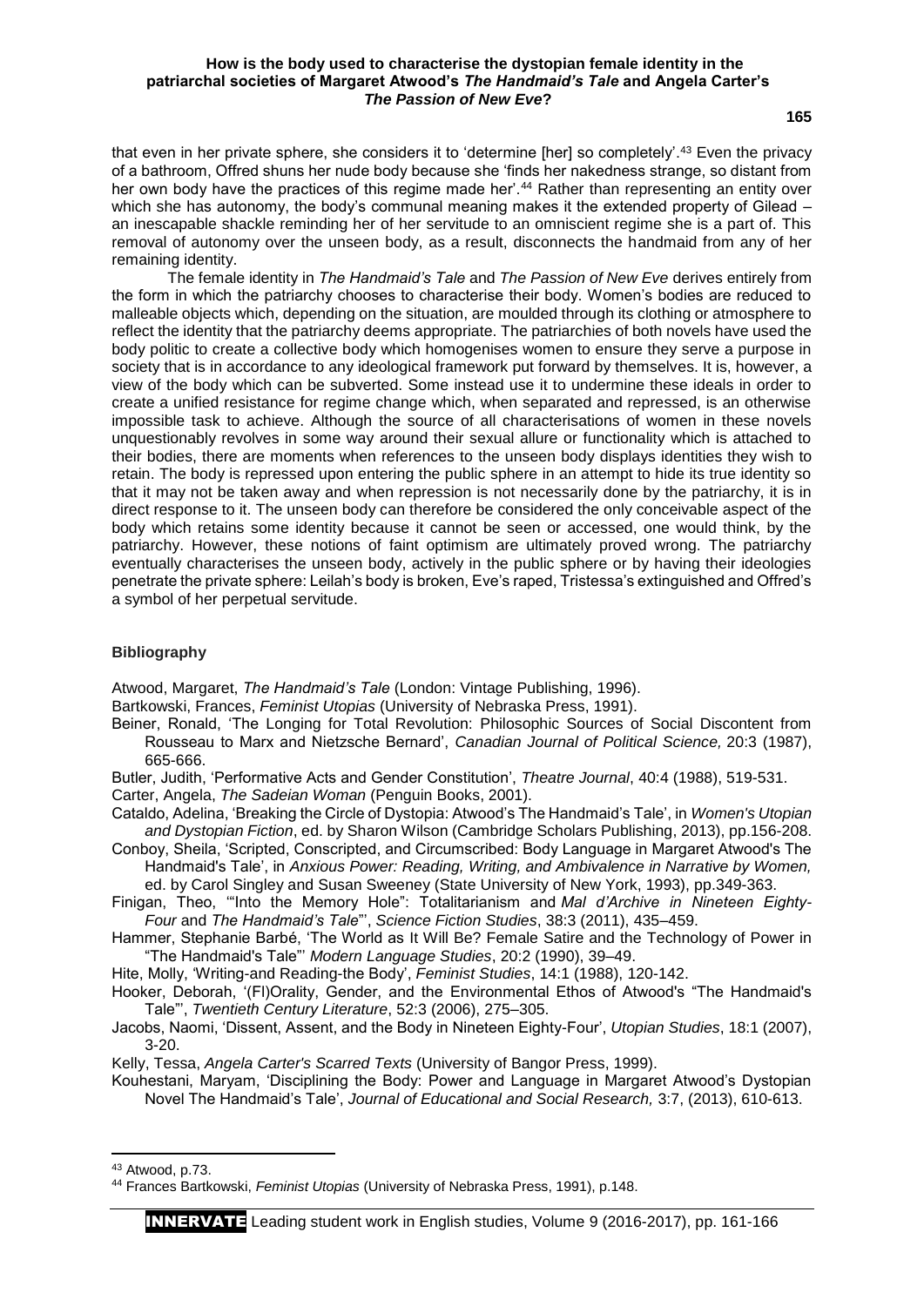that even in her private sphere, she considers it to 'determine [her] so completely'.[43] Even the privacy of a bathroom, Offred shuns her nude body because she 'finds her nakedness strange, so distant from her own body have the practices of this regime made her'.[44] Rather than representing an entity over which she has autonomy, the body's communal meaning makes it the extended property of Gilead – an inescapable shackle reminding her of her servitude to an omniscient regime she is a part of. This removal of autonomy over the unseen body, as a result, disconnects the handmaid from any of her remaining identity.

The female identity in *The Handmaid's Tale* and *The Passion of New Eve* derives entirely from the form in which the patriarchy chooses to characterise their body. Women's bodies are reduced to malleable objects which, depending on the situation, are moulded through its clothing or atmosphere to reflect the identity that the patriarchy deems appropriate. The patriarchies of both novels have used the body politic to create a collective body which homogenises women to ensure they serve a purpose in society that is in accordance to any ideological framework put forward by themselves. It is, however, a view of the body which can be subverted. Some instead use it to undermine these ideals in order to create a unified resistance for regime change which, when separated and repressed, is an otherwise impossible task to achieve. Although the source of all characterisations of women in these novels unquestionably revolves in some way around their sexual allure or functionality which is attached to their bodies, there are moments when references to the unseen body displays identities they wish to retain. The body is repressed upon entering the public sphere in an attempt to hide its true identity so that it may not be taken away and when repression is not necessarily done by the patriarchy, it is in direct response to it. The unseen body can therefore be considered the only conceivable aspect of the body which retains some identity because it cannot be seen or accessed, one would think, by the patriarchy. However, these notions of faint optimism are ultimately proved wrong. The patriarchy eventually characterises the unseen body, actively in the public sphere or by having their ideologies penetrate the private sphere: Leilah's body is broken, Eve's raped, Tristessa's extinguished and Offred's a symbol of her perpetual servitude.

### Bibliography

Atwood, Margaret, *The Handmaid's Tale* (London: Vintage Publishing, 1996).

Bartkowski, Frances, *Feminist Utopias* (University of Nebraska Press, 1991).

Beiner, Ronald, 'The Longing for Total Revolution: Philosophic Sources of Social Discontent from Rousseau to Marx and Nietzsche Bernard', *Canadian Journal of Political Science,* 20:3 (1987), 665-666.

Butler, Judith, 'Performative Acts and Gender Constitution', *Theatre Journal*, 40:4 (1988), 519-531.

Carter, Angela, *The Sadeian Woman* (Penguin Books, 2001).

Cataldo, Adelina, 'Breaking the Circle of Dystopia: Atwood's The Handmaid's Tale', in *Women's Utopian and Dystopian Fiction*, ed. by Sharon Wilson (Cambridge Scholars Publishing, 2013), pp.156-208.

Conboy, Sheila, 'Scripted, Conscripted, and Circumscribed: Body Language in Margaret Atwood's The Handmaid's Tale', in *Anxious Power: Reading, Writing, and Ambivalence in Narrative by Women,* ed. by Carol Singley and Susan Sweeney (State University of New York, 1993), pp.349-363.

Finigan, Theo, '"Into the Memory Hole": Totalitarianism and *Mal d'Archive in Nineteen Eighty-Four* and *The Handmaid's Tale*"', *Science Fiction Studies*, 38:3 (2011), 435–459.

Hammer, Stephanie Barbé, 'The World as It Will Be? Female Satire and the Technology of Power in "The Handmaid's Tale"' *Modern Language Studies*, 20:2 (1990), 39–49.

Hite, Molly, 'Writing-and Reading-the Body', *Feminist Studies*, 14:1 (1988), 120-142.

Hooker, Deborah, '(Fl)Orality, Gender, and the Environmental Ethos of Atwood's "The Handmaid's Tale"', *Twentieth Century Literature*, 52:3 (2006), 275–305.

Jacobs, Naomi, 'Dissent, Assent, and the Body in Nineteen Eighty-Four', *Utopian Studies*, 18:1 (2007), 3-20.

Kelly, Tessa, *Angela Carter's Scarred Texts* (University of Bangor Press, 1999).

Kouhestani, Maryam, 'Disciplining the Body: Power and Language in Margaret Atwood's Dystopian Novel The Handmaid's Tale', *Journal of Educational and Social Research,* 3:7, (2013), 610-613.

---

[43] Atwood, p.73.

[44] Frances Bartkowski, *Feminist Utopias* (University of Nebraska Press, 1991), p.148.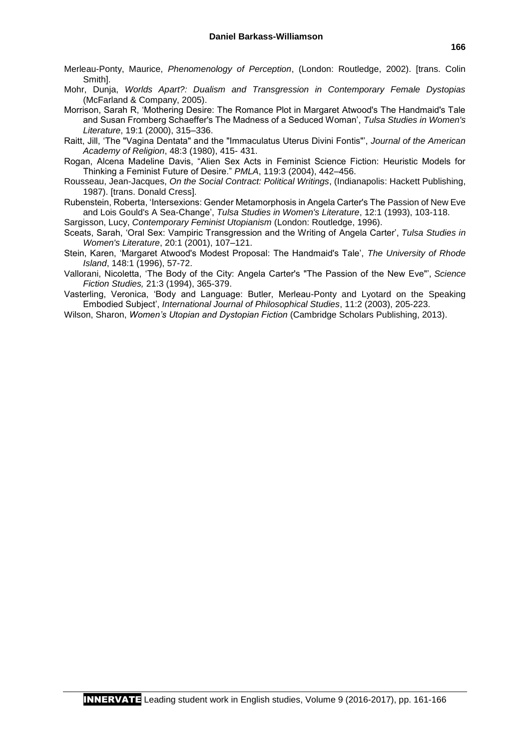Merleau-Ponty, Maurice, *Phenomenology of Perception*, (London: Routledge, 2002). [trans. Colin Smith].

Mohr, Dunja, *Worlds Apart?: Dualism and Transgression in Contemporary Female Dystopias* (McFarland & Company, 2005).

Morrison, Sarah R, 'Mothering Desire: The Romance Plot in Margaret Atwood's The Handmaid's Tale and Susan Fromberg Schaeffer's The Madness of a Seduced Woman', *Tulsa Studies in Women's Literature*, 19:1 (2000), 315–336.

Raitt, Jill, 'The "Vagina Dentata" and the "Immaculatus Uterus Divini Fontis"', *Journal of the American Academy of Religion*, 48:3 (1980), 415- 431.

Rogan, Alcena Madeline Davis, "Alien Sex Acts in Feminist Science Fiction: Heuristic Models for Thinking a Feminist Future of Desire." *PMLA*, 119:3 (2004), 442–456.

Rousseau, Jean-Jacques, *On the Social Contract: Political Writings*, (Indianapolis: Hackett Publishing, 1987). [trans. Donald Cress].

Rubenstein, Roberta, 'Intersexions: Gender Metamorphosis in Angela Carter's The Passion of New Eve and Lois Gould's A Sea-Change', *Tulsa Studies in Women's Literature*, 12:1 (1993), 103-118.

Sargisson, Lucy, *Contemporary Feminist Utopianism* (London: Routledge, 1996).

Sceats, Sarah, 'Oral Sex: Vampiric Transgression and the Writing of Angela Carter', *Tulsa Studies in Women's Literature*, 20:1 (2001), 107–121.

Stein, Karen, 'Margaret Atwood's Modest Proposal: The Handmaid's Tale', *The University of Rhode Island*, 148:1 (1996), 57-72.

Vallorani, Nicoletta, 'The Body of the City: Angela Carter's "The Passion of the New Eve"', *Science Fiction Studies,* 21:3 (1994), 365-379.

Vasterling, Veronica, 'Body and Language: Butler, Merleau-Ponty and Lyotard on the Speaking Embodied Subject', *International Journal of Philosophical Studies*, 11:2 (2003), 205-223.

Wilson, Sharon, *Women's Utopian and Dystopian Fiction* (Cambridge Scholars Publishing, 2013).